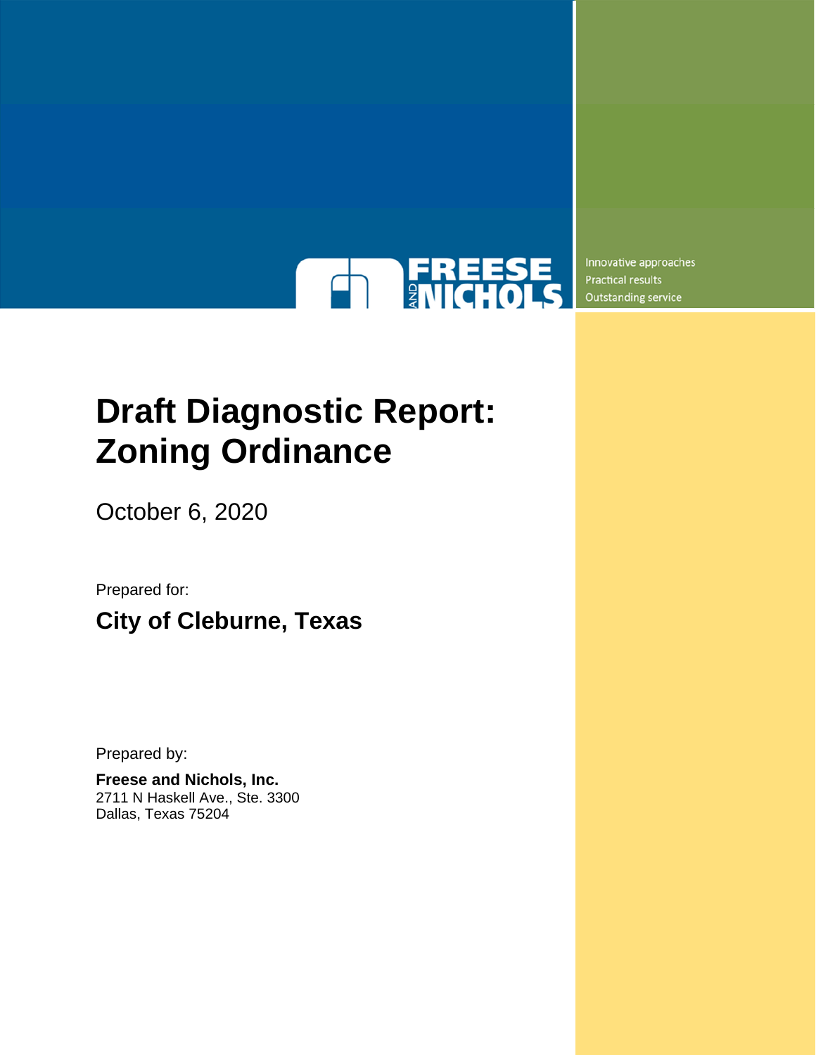FREESE AND NICHOLS

Innovative approaches
Practical results
Outstanding service

# Draft Diagnostic Report: Zoning Ordinance

October 6, 2020

Prepared for:

## City of Cleburne, Texas

Prepared by:

**Freese and Nichols, Inc.**
2711 N Haskell Ave., Ste. 3300
Dallas, Texas 75204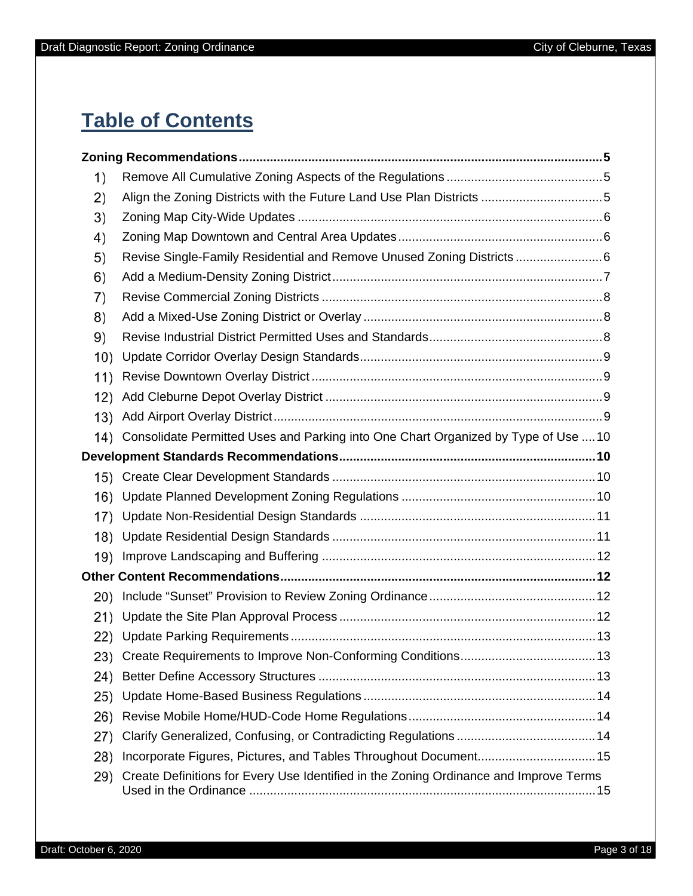# Table of Contents

**Zoning Recommendations** ........ 5

1) Remove All Cumulative Zoning Aspects of the Regulations ........ 5
2) Align the Zoning Districts with the Future Land Use Plan Districts ........ 5
3) Zoning Map City-Wide Updates ........ 6
4) Zoning Map Downtown and Central Area Updates ........ 6
5) Revise Single-Family Residential and Remove Unused Zoning Districts ........ 6
6) Add a Medium-Density Zoning District ........ 7
7) Revise Commercial Zoning Districts ........ 8
8) Add a Mixed-Use Zoning District or Overlay ........ 8
9) Revise Industrial District Permitted Uses and Standards ........ 8
10) Update Corridor Overlay Design Standards ........ 9
11) Revise Downtown Overlay District ........ 9
12) Add Cleburne Depot Overlay District ........ 9
13) Add Airport Overlay District ........ 9
14) Consolidate Permitted Uses and Parking into One Chart Organized by Type of Use ........ 10

**Development Standards Recommendations** ........ 10

15) Create Clear Development Standards ........ 10
16) Update Planned Development Zoning Regulations ........ 10
17) Update Non-Residential Design Standards ........ 11
18) Update Residential Design Standards ........ 11
19) Improve Landscaping and Buffering ........ 12

**Other Content Recommendations** ........ 12

20) Include “Sunset” Provision to Review Zoning Ordinance ........ 12
21) Update the Site Plan Approval Process ........ 12
22) Update Parking Requirements ........ 13
23) Create Requirements to Improve Non-Conforming Conditions ........ 13
24) Better Define Accessory Structures ........ 13
25) Update Home-Based Business Regulations ........ 14
26) Revise Mobile Home/HUD-Code Home Regulations ........ 14
27) Clarify Generalized, Confusing, or Contradicting Regulations ........ 14
28) Incorporate Figures, Pictures, and Tables Throughout Document ........ 15
29) Create Definitions for Every Use Identified in the Zoning Ordinance and Improve Terms Used in the Ordinance ........ 15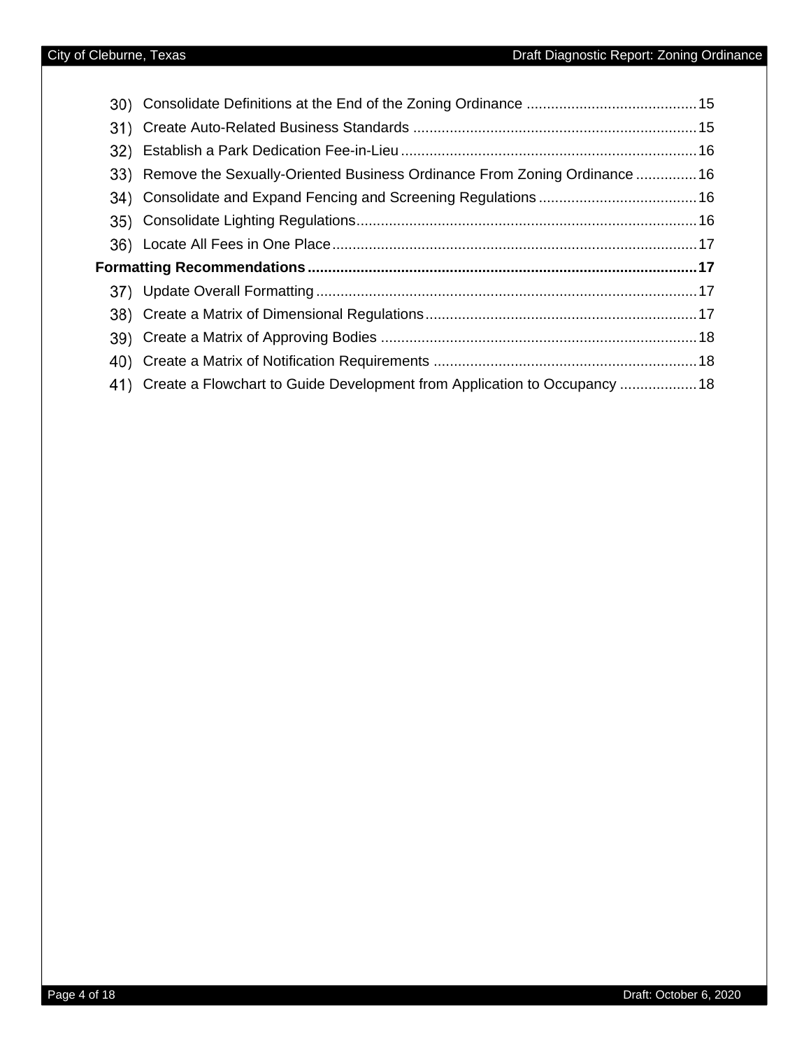30) Consolidate Definitions at the End of the Zoning Ordinance .......................................... 15
31) Create Auto-Related Business Standards ..................................................................... 15
32) Establish a Park Dedication Fee-in-Lieu ........................................................................ 16
33) Remove the Sexually-Oriented Business Ordinance From Zoning Ordinance ............... 16
34) Consolidate and Expand Fencing and Screening Regulations ....................................... 16
35) Consolidate Lighting Regulations ................................................................................... 16
36) Locate All Fees in One Place ......................................................................................... 17

**Formatting Recommendations ................................................................................................ 17**

37) Update Overall Formatting ............................................................................................. 17
38) Create a Matrix of Dimensional Regulations .................................................................. 17
39) Create a Matrix of Approving Bodies ............................................................................. 18
40) Create a Matrix of Notification Requirements ................................................................ 18
41) Create a Flowchart to Guide Development from Application to Occupancy ................... 18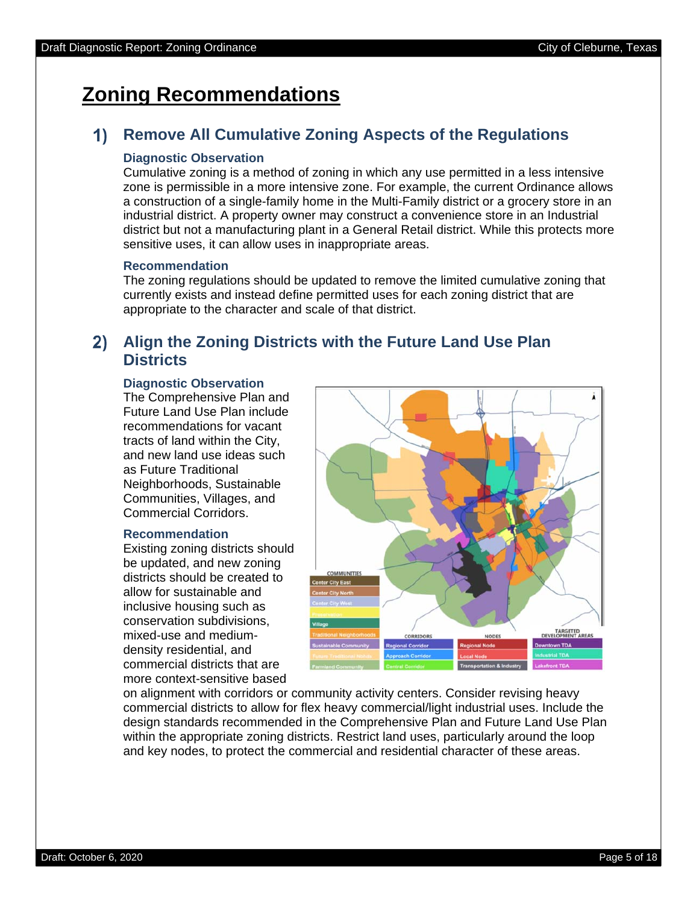# Zoning Recommendations

## 1) Remove All Cumulative Zoning Aspects of the Regulations

### Diagnostic Observation

Cumulative zoning is a method of zoning in which any use permitted in a less intensive zone is permissible in a more intensive zone. For example, the current Ordinance allows a construction of a single-family home in the Multi-Family district or a grocery store in an industrial district. A property owner may construct a convenience store in an Industrial district but not a manufacturing plant in a General Retail district. While this protects more sensitive uses, it can allow uses in inappropriate areas.

### Recommendation

The zoning regulations should be updated to remove the limited cumulative zoning that currently exists and instead define permitted uses for each zoning district that are appropriate to the character and scale of that district.

## 2) Align the Zoning Districts with the Future Land Use Plan Districts

### Diagnostic Observation

The Comprehensive Plan and Future Land Use Plan include recommendations for vacant tracts of land within the City, and new land use ideas such as Future Traditional Neighborhoods, Sustainable Communities, Villages, and Commercial Corridors.

### Recommendation

Existing zoning districts should be updated, and new zoning districts should be created to allow for sustainable and inclusive housing such as conservation subdivisions, mixed-use and medium-density residential, and commercial districts that are more context-sensitive based on alignment with corridors or community activity centers. Consider revising heavy commercial districts to allow for flex heavy commercial/light industrial uses. Include the design standards recommended in the Comprehensive Plan and Future Land Use Plan within the appropriate zoning districts. Restrict land uses, particularly around the loop and key nodes, to protect the commercial and residential character of these areas.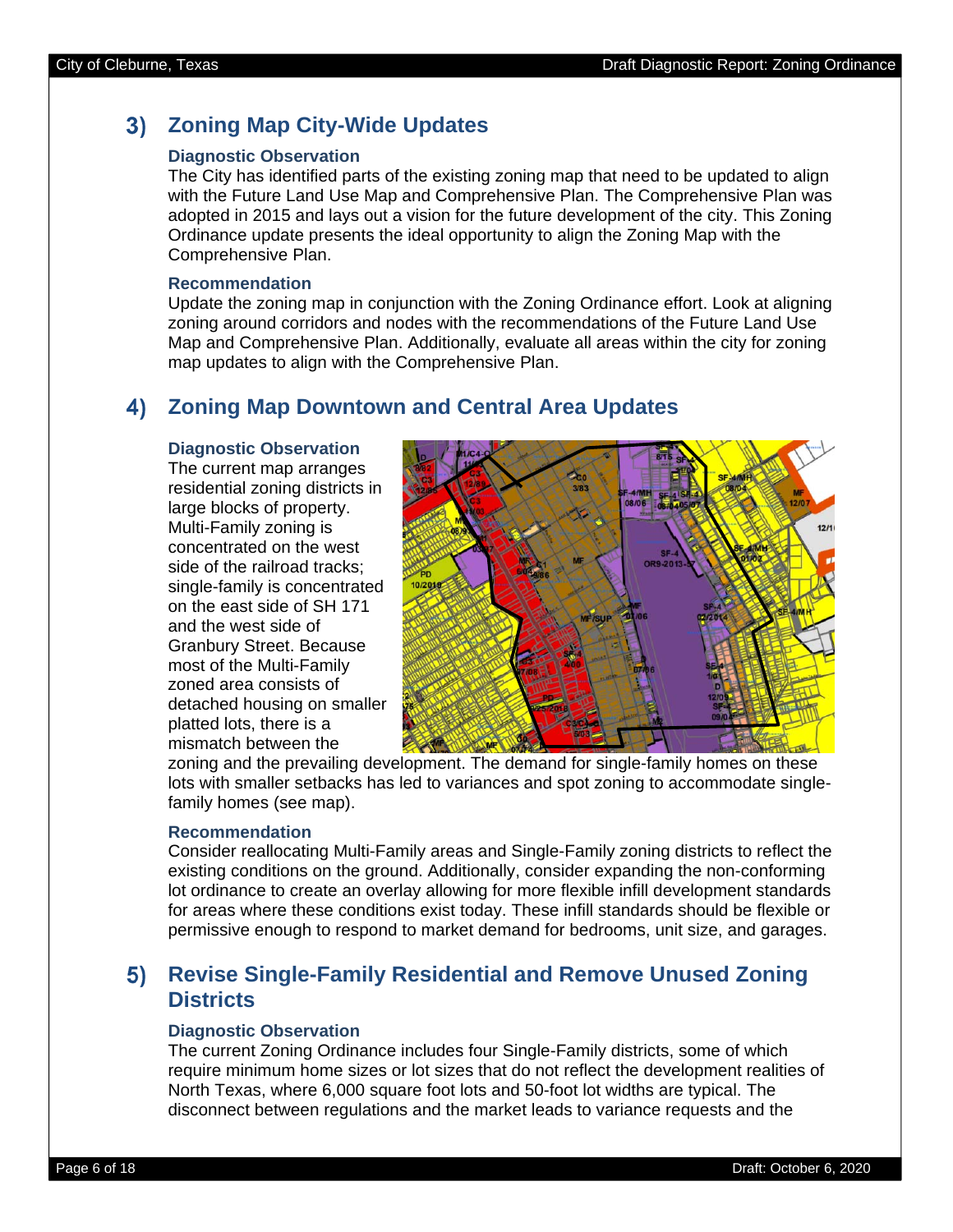## 3) Zoning Map City-Wide Updates

### Diagnostic Observation

The City has identified parts of the existing zoning map that need to be updated to align with the Future Land Use Map and Comprehensive Plan. The Comprehensive Plan was adopted in 2015 and lays out a vision for the future development of the city. This Zoning Ordinance update presents the ideal opportunity to align the Zoning Map with the Comprehensive Plan.

### Recommendation

Update the zoning map in conjunction with the Zoning Ordinance effort. Look at aligning zoning around corridors and nodes with the recommendations of the Future Land Use Map and Comprehensive Plan. Additionally, evaluate all areas within the city for zoning map updates to align with the Comprehensive Plan.

## 4) Zoning Map Downtown and Central Area Updates

### Diagnostic Observation

The current map arranges residential zoning districts in large blocks of property. Multi-Family zoning is concentrated on the west side of the railroad tracks; single-family is concentrated on the east side of SH 171 and the west side of Granbury Street. Because most of the Multi-Family zoned area consists of detached housing on smaller platted lots, there is a mismatch between the zoning and the prevailing development. The demand for single-family homes on these lots with smaller setbacks has led to variances and spot zoning to accommodate single-family homes (see map).

### Recommendation

Consider reallocating Multi-Family areas and Single-Family zoning districts to reflect the existing conditions on the ground. Additionally, consider expanding the non-conforming lot ordinance to create an overlay allowing for more flexible infill development standards for areas where these conditions exist today. These infill standards should be flexible or permissive enough to respond to market demand for bedrooms, unit size, and garages.

## 5) Revise Single-Family Residential and Remove Unused Zoning Districts

### Diagnostic Observation

The current Zoning Ordinance includes four Single-Family districts, some of which require minimum home sizes or lot sizes that do not reflect the development realities of North Texas, where 6,000 square foot lots and 50-foot lot widths are typical. The disconnect between regulations and the market leads to variance requests and the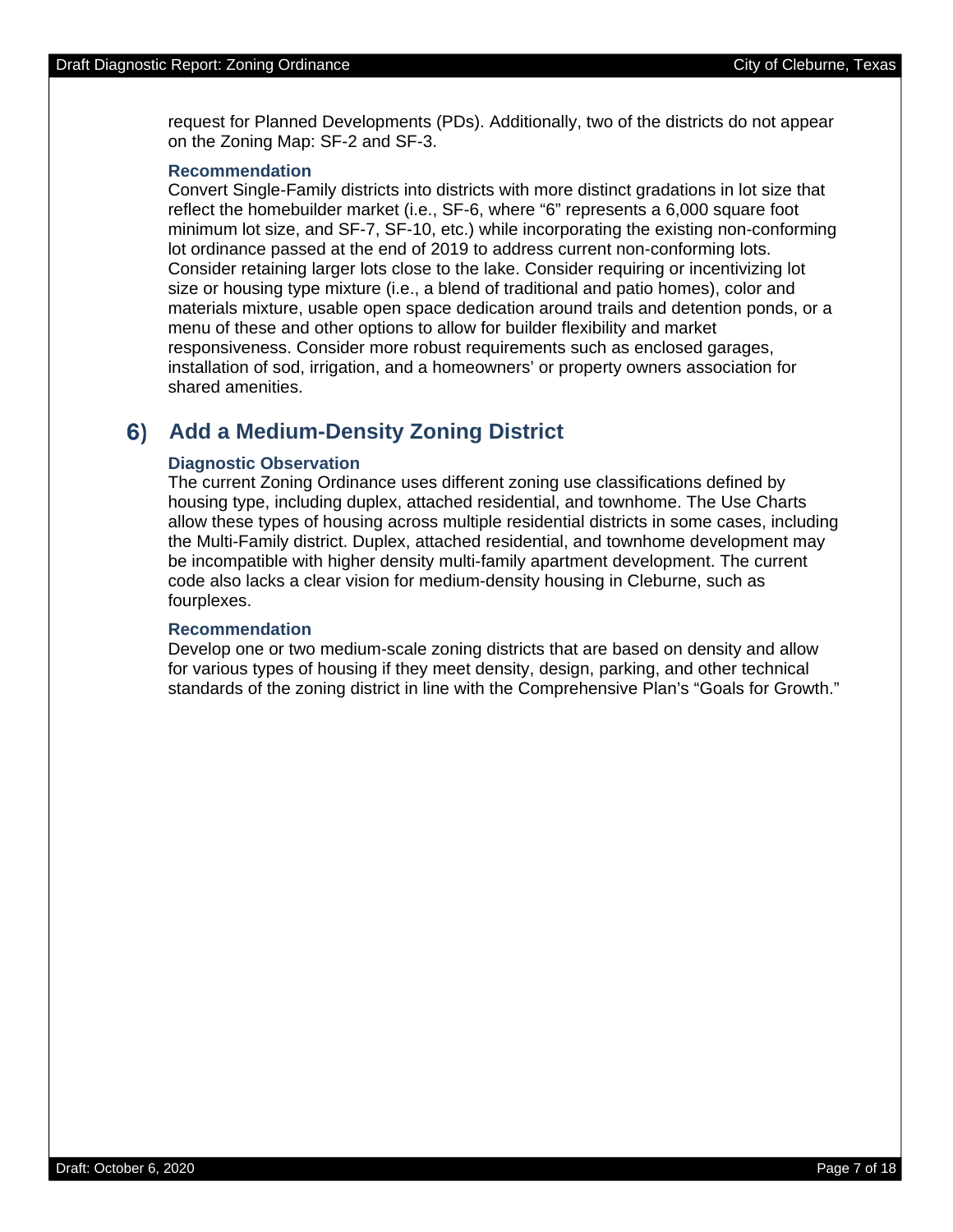request for Planned Developments (PDs). Additionally, two of the districts do not appear on the Zoning Map: SF-2 and SF-3.

#### Recommendation

Convert Single-Family districts into districts with more distinct gradations in lot size that reflect the homebuilder market (i.e., SF-6, where "6" represents a 6,000 square foot minimum lot size, and SF-7, SF-10, etc.) while incorporating the existing non-conforming lot ordinance passed at the end of 2019 to address current non-conforming lots. Consider retaining larger lots close to the lake. Consider requiring or incentivizing lot size or housing type mixture (i.e., a blend of traditional and patio homes), color and materials mixture, usable open space dedication around trails and detention ponds, or a menu of these and other options to allow for builder flexibility and market responsiveness. Consider more robust requirements such as enclosed garages, installation of sod, irrigation, and a homeowners' or property owners association for shared amenities.

### 6) Add a Medium-Density Zoning District

#### Diagnostic Observation

The current Zoning Ordinance uses different zoning use classifications defined by housing type, including duplex, attached residential, and townhome. The Use Charts allow these types of housing across multiple residential districts in some cases, including the Multi-Family district. Duplex, attached residential, and townhome development may be incompatible with higher density multi-family apartment development. The current code also lacks a clear vision for medium-density housing in Cleburne, such as fourplexes.

#### Recommendation

Develop one or two medium-scale zoning districts that are based on density and allow for various types of housing if they meet density, design, parking, and other technical standards of the zoning district in line with the Comprehensive Plan's "Goals for Growth."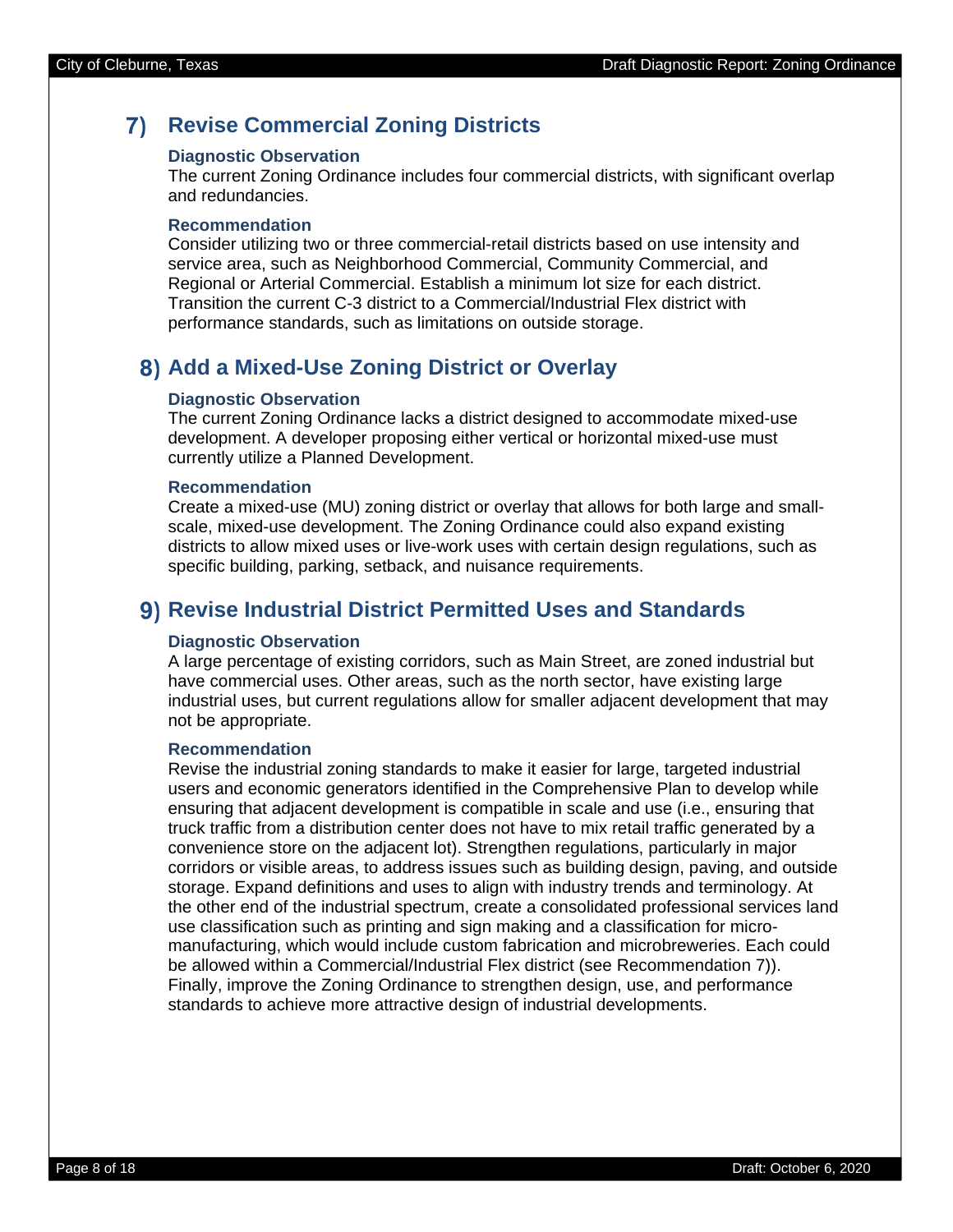## 7) Revise Commercial Zoning Districts

### Diagnostic Observation

The current Zoning Ordinance includes four commercial districts, with significant overlap and redundancies.

### Recommendation

Consider utilizing two or three commercial-retail districts based on use intensity and service area, such as Neighborhood Commercial, Community Commercial, and Regional or Arterial Commercial. Establish a minimum lot size for each district. Transition the current C-3 district to a Commercial/Industrial Flex district with performance standards, such as limitations on outside storage.

## 8) Add a Mixed-Use Zoning District or Overlay

### Diagnostic Observation

The current Zoning Ordinance lacks a district designed to accommodate mixed-use development. A developer proposing either vertical or horizontal mixed-use must currently utilize a Planned Development.

### Recommendation

Create a mixed-use (MU) zoning district or overlay that allows for both large and small-scale, mixed-use development. The Zoning Ordinance could also expand existing districts to allow mixed uses or live-work uses with certain design regulations, such as specific building, parking, setback, and nuisance requirements.

## 9) Revise Industrial District Permitted Uses and Standards

### Diagnostic Observation

A large percentage of existing corridors, such as Main Street, are zoned industrial but have commercial uses. Other areas, such as the north sector, have existing large industrial uses, but current regulations allow for smaller adjacent development that may not be appropriate.

### Recommendation

Revise the industrial zoning standards to make it easier for large, targeted industrial users and economic generators identified in the Comprehensive Plan to develop while ensuring that adjacent development is compatible in scale and use (i.e., ensuring that truck traffic from a distribution center does not have to mix retail traffic generated by a convenience store on the adjacent lot). Strengthen regulations, particularly in major corridors or visible areas, to address issues such as building design, paving, and outside storage. Expand definitions and uses to align with industry trends and terminology. At the other end of the industrial spectrum, create a consolidated professional services land use classification such as printing and sign making and a classification for micro-manufacturing, which would include custom fabrication and microbreweries. Each could be allowed within a Commercial/Industrial Flex district (see Recommendation 7)). Finally, improve the Zoning Ordinance to strengthen design, use, and performance standards to achieve more attractive design of industrial developments.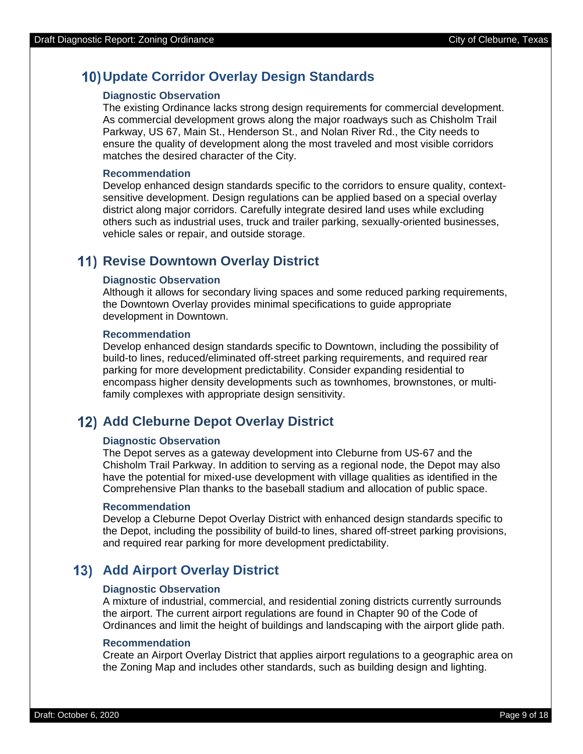## 10) Update Corridor Overlay Design Standards

### Diagnostic Observation

The existing Ordinance lacks strong design requirements for commercial development. As commercial development grows along the major roadways such as Chisholm Trail Parkway, US 67, Main St., Henderson St., and Nolan River Rd., the City needs to ensure the quality of development along the most traveled and most visible corridors matches the desired character of the City.

### Recommendation

Develop enhanced design standards specific to the corridors to ensure quality, context-sensitive development. Design regulations can be applied based on a special overlay district along major corridors. Carefully integrate desired land uses while excluding others such as industrial uses, truck and trailer parking, sexually-oriented businesses, vehicle sales or repair, and outside storage.

## 11) Revise Downtown Overlay District

### Diagnostic Observation

Although it allows for secondary living spaces and some reduced parking requirements, the Downtown Overlay provides minimal specifications to guide appropriate development in Downtown.

### Recommendation

Develop enhanced design standards specific to Downtown, including the possibility of build-to lines, reduced/eliminated off-street parking requirements, and required rear parking for more development predictability. Consider expanding residential to encompass higher density developments such as townhomes, brownstones, or multi-family complexes with appropriate design sensitivity.

## 12) Add Cleburne Depot Overlay District

### Diagnostic Observation

The Depot serves as a gateway development into Cleburne from US-67 and the Chisholm Trail Parkway. In addition to serving as a regional node, the Depot may also have the potential for mixed-use development with village qualities as identified in the Comprehensive Plan thanks to the baseball stadium and allocation of public space.

### Recommendation

Develop a Cleburne Depot Overlay District with enhanced design standards specific to the Depot, including the possibility of build-to lines, shared off-street parking provisions, and required rear parking for more development predictability.

## 13) Add Airport Overlay District

### Diagnostic Observation

A mixture of industrial, commercial, and residential zoning districts currently surrounds the airport. The current airport regulations are found in Chapter 90 of the Code of Ordinances and limit the height of buildings and landscaping with the airport glide path.

### Recommendation

Create an Airport Overlay District that applies airport regulations to a geographic area on the Zoning Map and includes other standards, such as building design and lighting.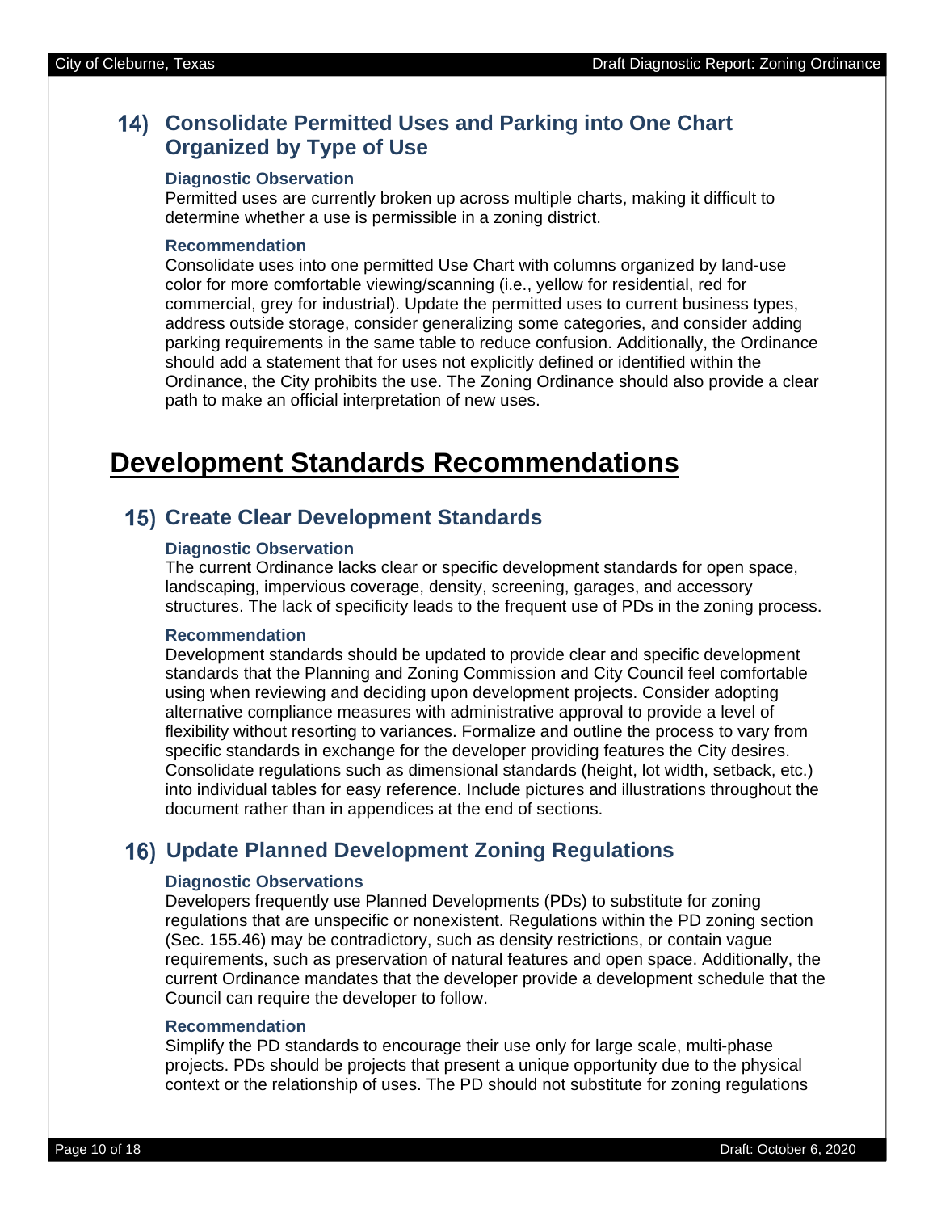## 14) Consolidate Permitted Uses and Parking into One Chart Organized by Type of Use

#### Diagnostic Observation

Permitted uses are currently broken up across multiple charts, making it difficult to determine whether a use is permissible in a zoning district.

#### Recommendation

Consolidate uses into one permitted Use Chart with columns organized by land-use color for more comfortable viewing/scanning (i.e., yellow for residential, red for commercial, grey for industrial). Update the permitted uses to current business types, address outside storage, consider generalizing some categories, and consider adding parking requirements in the same table to reduce confusion. Additionally, the Ordinance should add a statement that for uses not explicitly defined or identified within the Ordinance, the City prohibits the use. The Zoning Ordinance should also provide a clear path to make an official interpretation of new uses.

# Development Standards Recommendations

## 15) Create Clear Development Standards

#### Diagnostic Observation

The current Ordinance lacks clear or specific development standards for open space, landscaping, impervious coverage, density, screening, garages, and accessory structures. The lack of specificity leads to the frequent use of PDs in the zoning process.

#### Recommendation

Development standards should be updated to provide clear and specific development standards that the Planning and Zoning Commission and City Council feel comfortable using when reviewing and deciding upon development projects. Consider adopting alternative compliance measures with administrative approval to provide a level of flexibility without resorting to variances. Formalize and outline the process to vary from specific standards in exchange for the developer providing features the City desires. Consolidate regulations such as dimensional standards (height, lot width, setback, etc.) into individual tables for easy reference. Include pictures and illustrations throughout the document rather than in appendices at the end of sections.

## 16) Update Planned Development Zoning Regulations

#### Diagnostic Observations

Developers frequently use Planned Developments (PDs) to substitute for zoning regulations that are unspecific or nonexistent. Regulations within the PD zoning section (Sec. 155.46) may be contradictory, such as density restrictions, or contain vague requirements, such as preservation of natural features and open space. Additionally, the current Ordinance mandates that the developer provide a development schedule that the Council can require the developer to follow.

#### Recommendation

Simplify the PD standards to encourage their use only for large scale, multi-phase projects. PDs should be projects that present a unique opportunity due to the physical context or the relationship of uses. The PD should not substitute for zoning regulations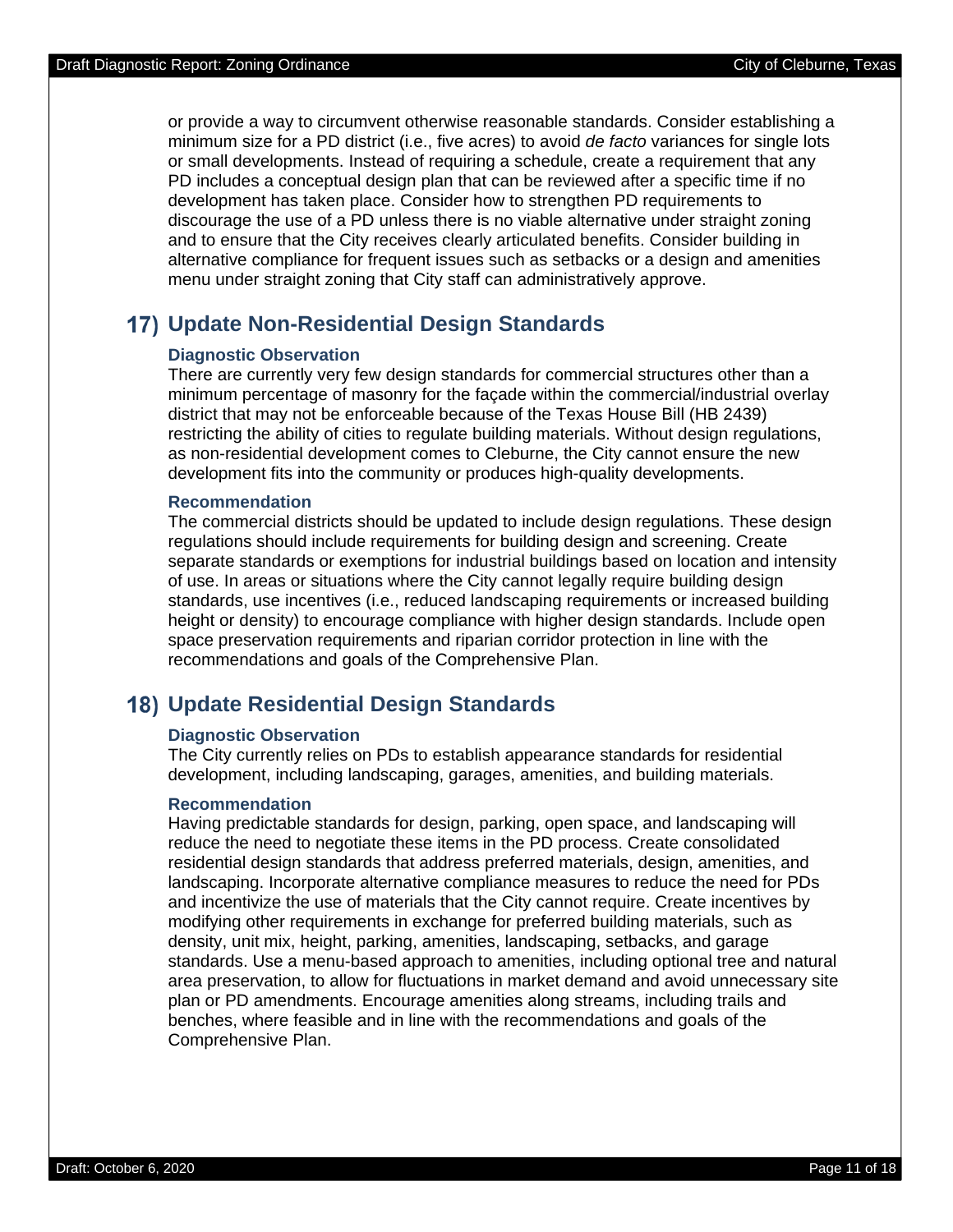or provide a way to circumvent otherwise reasonable standards. Consider establishing a minimum size for a PD district (i.e., five acres) to avoid *de facto* variances for single lots or small developments. Instead of requiring a schedule, create a requirement that any PD includes a conceptual design plan that can be reviewed after a specific time if no development has taken place. Consider how to strengthen PD requirements to discourage the use of a PD unless there is no viable alternative under straight zoning and to ensure that the City receives clearly articulated benefits. Consider building in alternative compliance for frequent issues such as setbacks or a design and amenities menu under straight zoning that City staff can administratively approve.

## 17) Update Non-Residential Design Standards

### Diagnostic Observation

There are currently very few design standards for commercial structures other than a minimum percentage of masonry for the façade within the commercial/industrial overlay district that may not be enforceable because of the Texas House Bill (HB 2439) restricting the ability of cities to regulate building materials. Without design regulations, as non-residential development comes to Cleburne, the City cannot ensure the new development fits into the community or produces high-quality developments.

### Recommendation

The commercial districts should be updated to include design regulations. These design regulations should include requirements for building design and screening. Create separate standards or exemptions for industrial buildings based on location and intensity of use. In areas or situations where the City cannot legally require building design standards, use incentives (i.e., reduced landscaping requirements or increased building height or density) to encourage compliance with higher design standards. Include open space preservation requirements and riparian corridor protection in line with the recommendations and goals of the Comprehensive Plan.

## 18) Update Residential Design Standards

### Diagnostic Observation

The City currently relies on PDs to establish appearance standards for residential development, including landscaping, garages, amenities, and building materials.

### Recommendation

Having predictable standards for design, parking, open space, and landscaping will reduce the need to negotiate these items in the PD process. Create consolidated residential design standards that address preferred materials, design, amenities, and landscaping. Incorporate alternative compliance measures to reduce the need for PDs and incentivize the use of materials that the City cannot require. Create incentives by modifying other requirements in exchange for preferred building materials, such as density, unit mix, height, parking, amenities, landscaping, setbacks, and garage standards. Use a menu-based approach to amenities, including optional tree and natural area preservation, to allow for fluctuations in market demand and avoid unnecessary site plan or PD amendments. Encourage amenities along streams, including trails and benches, where feasible and in line with the recommendations and goals of the Comprehensive Plan.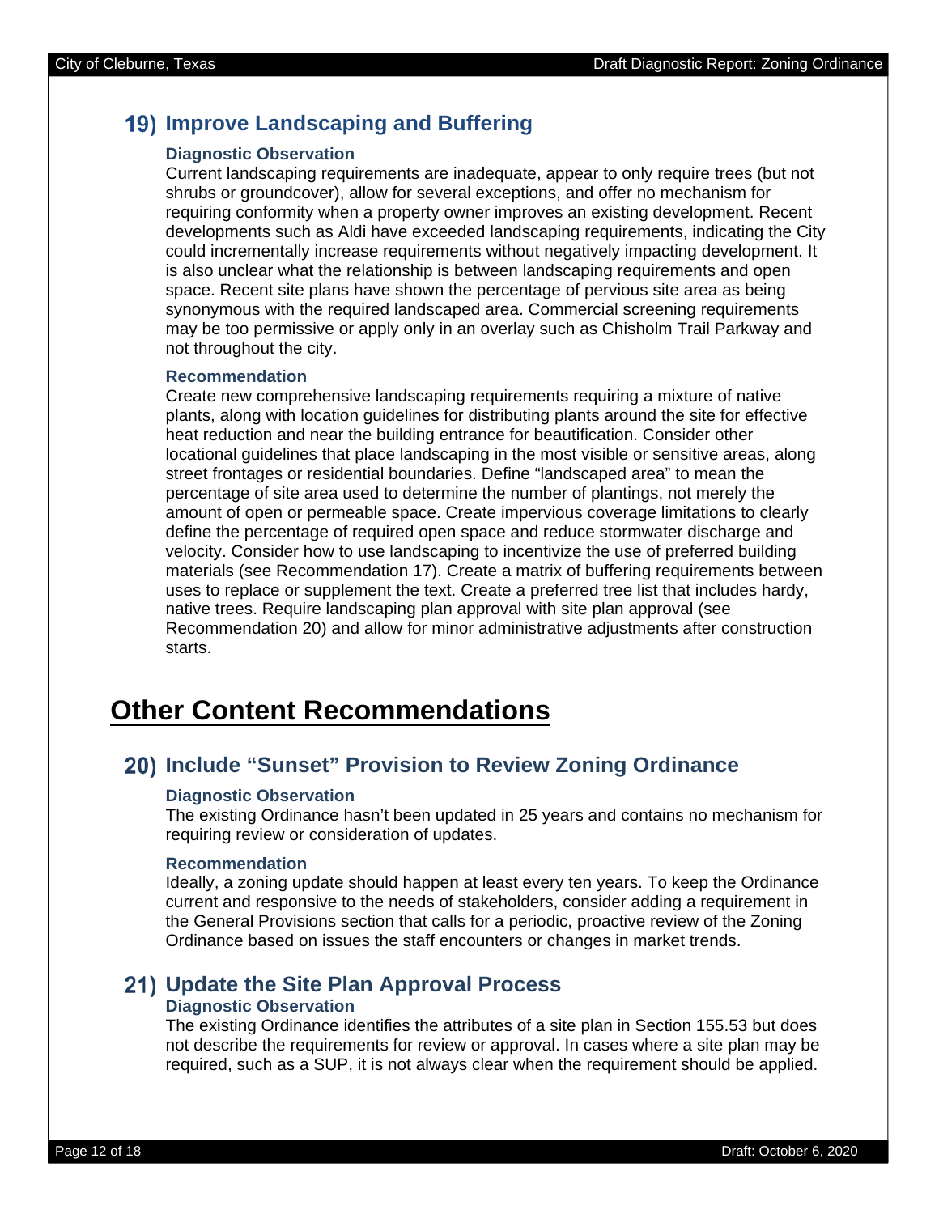## 19) Improve Landscaping and Buffering

### Diagnostic Observation

Current landscaping requirements are inadequate, appear to only require trees (but not shrubs or groundcover), allow for several exceptions, and offer no mechanism for requiring conformity when a property owner improves an existing development. Recent developments such as Aldi have exceeded landscaping requirements, indicating the City could incrementally increase requirements without negatively impacting development. It is also unclear what the relationship is between landscaping requirements and open space. Recent site plans have shown the percentage of pervious site area as being synonymous with the required landscaped area. Commercial screening requirements may be too permissive or apply only in an overlay such as Chisholm Trail Parkway and not throughout the city.

### Recommendation

Create new comprehensive landscaping requirements requiring a mixture of native plants, along with location guidelines for distributing plants around the site for effective heat reduction and near the building entrance for beautification. Consider other locational guidelines that place landscaping in the most visible or sensitive areas, along street frontages or residential boundaries. Define “landscaped area” to mean the percentage of site area used to determine the number of plantings, not merely the amount of open or permeable space. Create impervious coverage limitations to clearly define the percentage of required open space and reduce stormwater discharge and velocity. Consider how to use landscaping to incentivize the use of preferred building materials (see Recommendation 17). Create a matrix of buffering requirements between uses to replace or supplement the text. Create a preferred tree list that includes hardy, native trees. Require landscaping plan approval with site plan approval (see Recommendation 20) and allow for minor administrative adjustments after construction starts.

# Other Content Recommendations

## 20) Include “Sunset” Provision to Review Zoning Ordinance

### Diagnostic Observation

The existing Ordinance hasn’t been updated in 25 years and contains no mechanism for requiring review or consideration of updates.

### Recommendation

Ideally, a zoning update should happen at least every ten years. To keep the Ordinance current and responsive to the needs of stakeholders, consider adding a requirement in the General Provisions section that calls for a periodic, proactive review of the Zoning Ordinance based on issues the staff encounters or changes in market trends.

## 21) Update the Site Plan Approval Process

### Diagnostic Observation

The existing Ordinance identifies the attributes of a site plan in Section 155.53 but does not describe the requirements for review or approval. In cases where a site plan may be required, such as a SUP, it is not always clear when the requirement should be applied.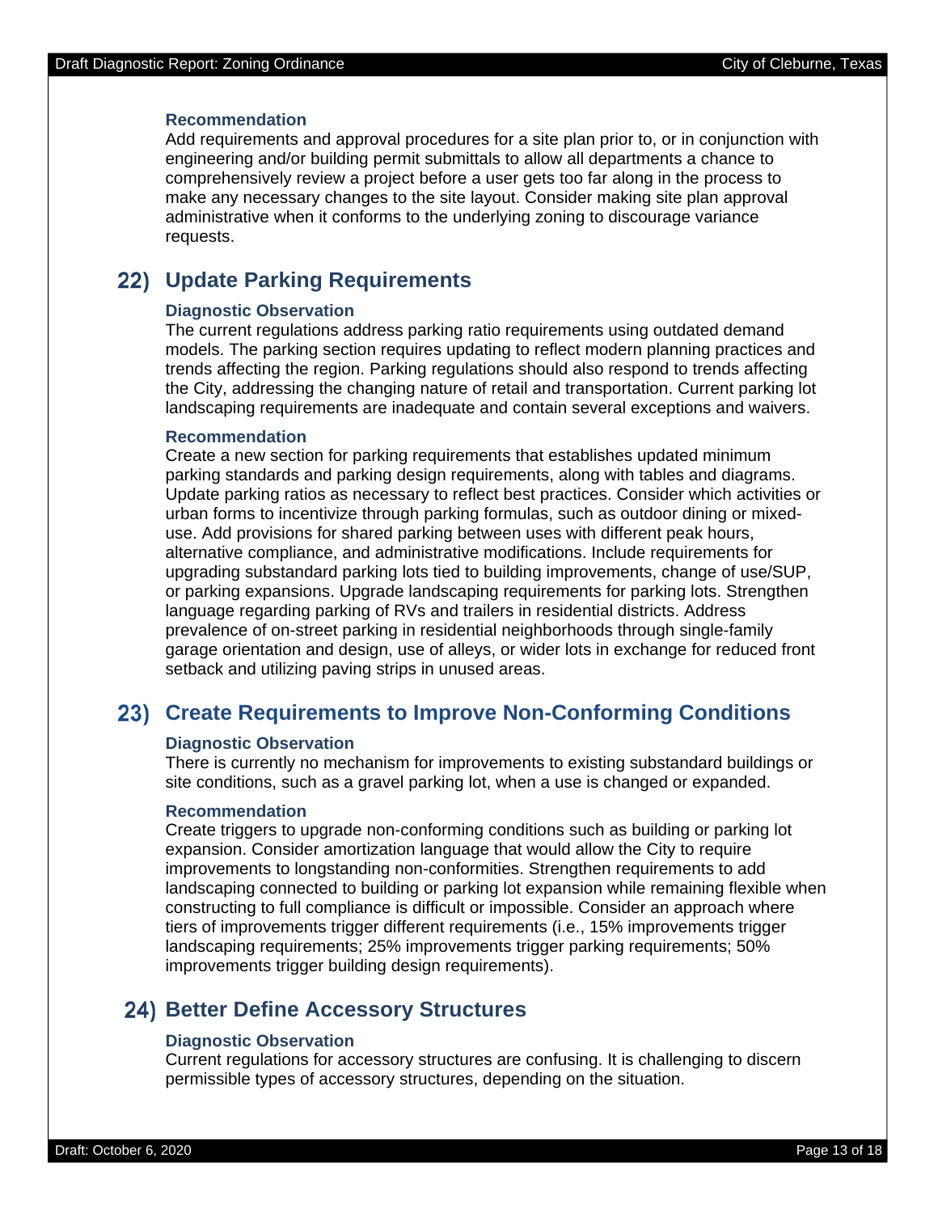#### Recommendation

Add requirements and approval procedures for a site plan prior to, or in conjunction with engineering and/or building permit submittals to allow all departments a chance to comprehensively review a project before a user gets too far along in the process to make any necessary changes to the site layout. Consider making site plan approval administrative when it conforms to the underlying zoning to discourage variance requests.

## 22) Update Parking Requirements

#### Diagnostic Observation

The current regulations address parking ratio requirements using outdated demand models. The parking section requires updating to reflect modern planning practices and trends affecting the region. Parking regulations should also respond to trends affecting the City, addressing the changing nature of retail and transportation. Current parking lot landscaping requirements are inadequate and contain several exceptions and waivers.

#### Recommendation

Create a new section for parking requirements that establishes updated minimum parking standards and parking design requirements, along with tables and diagrams. Update parking ratios as necessary to reflect best practices. Consider which activities or urban forms to incentivize through parking formulas, such as outdoor dining or mixed-use. Add provisions for shared parking between uses with different peak hours, alternative compliance, and administrative modifications. Include requirements for upgrading substandard parking lots tied to building improvements, change of use/SUP, or parking expansions. Upgrade landscaping requirements for parking lots. Strengthen language regarding parking of RVs and trailers in residential districts. Address prevalence of on-street parking in residential neighborhoods through single-family garage orientation and design, use of alleys, or wider lots in exchange for reduced front setback and utilizing paving strips in unused areas.

## 23) Create Requirements to Improve Non-Conforming Conditions

#### Diagnostic Observation

There is currently no mechanism for improvements to existing substandard buildings or site conditions, such as a gravel parking lot, when a use is changed or expanded.

#### Recommendation

Create triggers to upgrade non-conforming conditions such as building or parking lot expansion. Consider amortization language that would allow the City to require improvements to longstanding non-conformities. Strengthen requirements to add landscaping connected to building or parking lot expansion while remaining flexible when constructing to full compliance is difficult or impossible. Consider an approach where tiers of improvements trigger different requirements (i.e., 15% improvements trigger landscaping requirements; 25% improvements trigger parking requirements; 50% improvements trigger building design requirements).

## 24) Better Define Accessory Structures

#### Diagnostic Observation

Current regulations for accessory structures are confusing. It is challenging to discern permissible types of accessory structures, depending on the situation.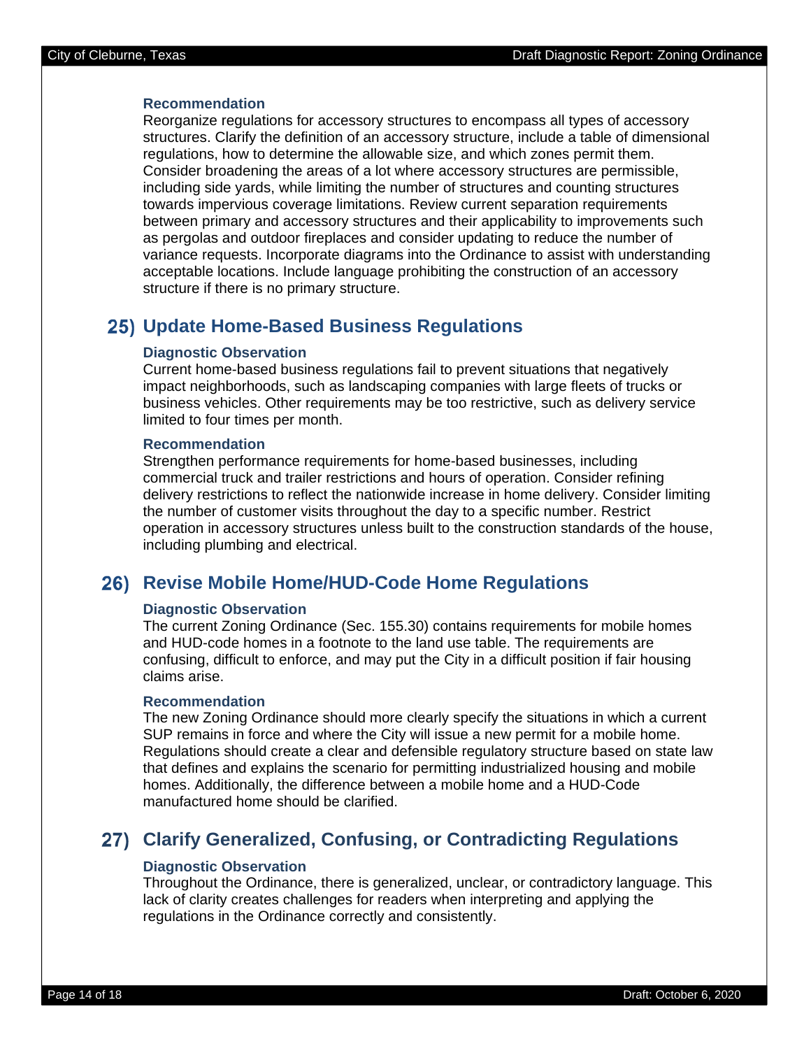#### Recommendation

Reorganize regulations for accessory structures to encompass all types of accessory structures. Clarify the definition of an accessory structure, include a table of dimensional regulations, how to determine the allowable size, and which zones permit them. Consider broadening the areas of a lot where accessory structures are permissible, including side yards, while limiting the number of structures and counting structures towards impervious coverage limitations. Review current separation requirements between primary and accessory structures and their applicability to improvements such as pergolas and outdoor fireplaces and consider updating to reduce the number of variance requests. Incorporate diagrams into the Ordinance to assist with understanding acceptable locations. Include language prohibiting the construction of an accessory structure if there is no primary structure.

### 25) Update Home-Based Business Regulations

#### Diagnostic Observation

Current home-based business regulations fail to prevent situations that negatively impact neighborhoods, such as landscaping companies with large fleets of trucks or business vehicles. Other requirements may be too restrictive, such as delivery service limited to four times per month.

#### Recommendation

Strengthen performance requirements for home-based businesses, including commercial truck and trailer restrictions and hours of operation. Consider refining delivery restrictions to reflect the nationwide increase in home delivery. Consider limiting the number of customer visits throughout the day to a specific number. Restrict operation in accessory structures unless built to the construction standards of the house, including plumbing and electrical.

### 26) Revise Mobile Home/HUD-Code Home Regulations

#### Diagnostic Observation

The current Zoning Ordinance (Sec. 155.30) contains requirements for mobile homes and HUD-code homes in a footnote to the land use table. The requirements are confusing, difficult to enforce, and may put the City in a difficult position if fair housing claims arise.

#### Recommendation

The new Zoning Ordinance should more clearly specify the situations in which a current SUP remains in force and where the City will issue a new permit for a mobile home. Regulations should create a clear and defensible regulatory structure based on state law that defines and explains the scenario for permitting industrialized housing and mobile homes. Additionally, the difference between a mobile home and a HUD-Code manufactured home should be clarified.

### 27) Clarify Generalized, Confusing, or Contradicting Regulations

#### Diagnostic Observation

Throughout the Ordinance, there is generalized, unclear, or contradictory language. This lack of clarity creates challenges for readers when interpreting and applying the regulations in the Ordinance correctly and consistently.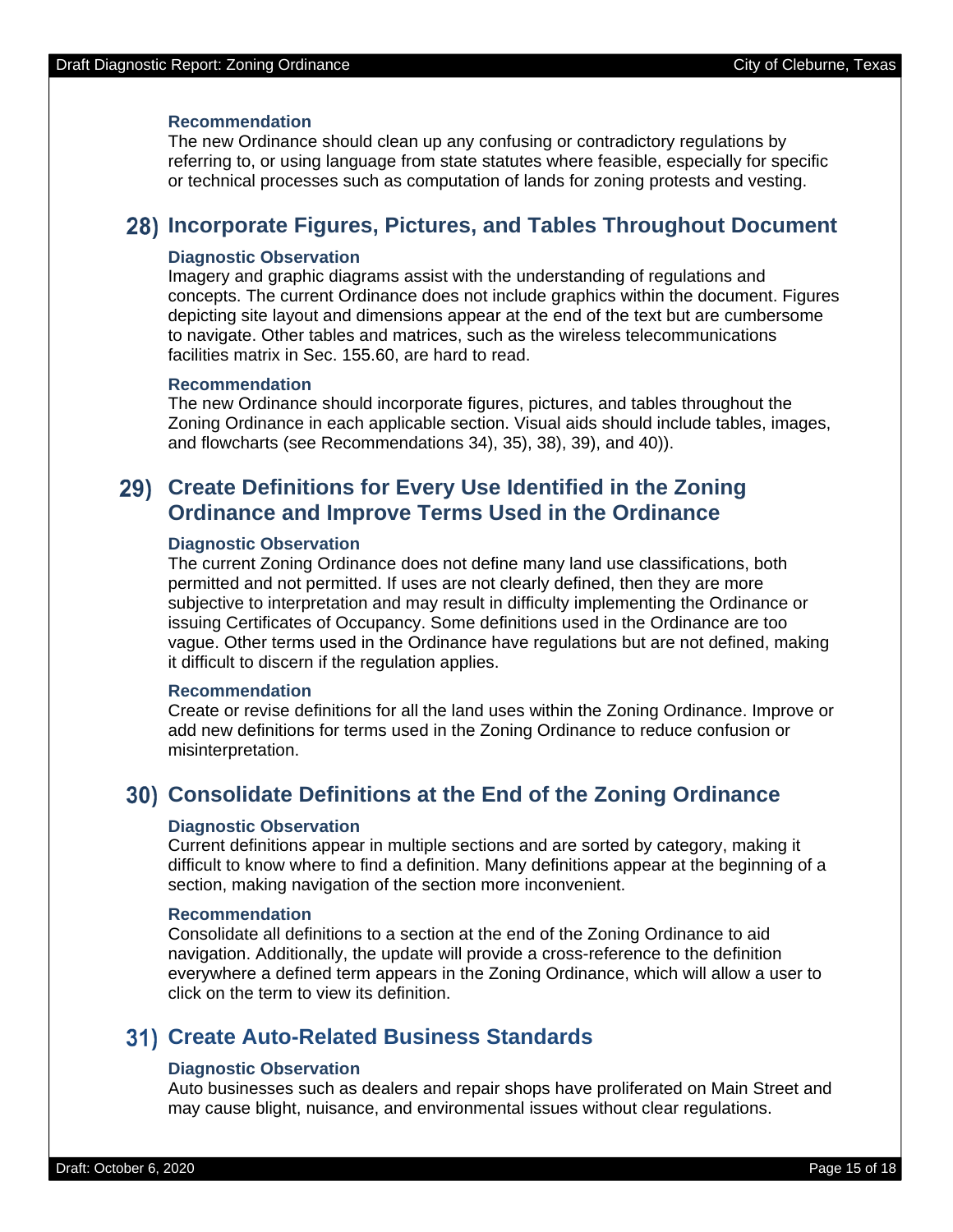#### Recommendation

The new Ordinance should clean up any confusing or contradictory regulations by referring to, or using language from state statutes where feasible, especially for specific or technical processes such as computation of lands for zoning protests and vesting.

## 28) Incorporate Figures, Pictures, and Tables Throughout Document

#### Diagnostic Observation

Imagery and graphic diagrams assist with the understanding of regulations and concepts. The current Ordinance does not include graphics within the document. Figures depicting site layout and dimensions appear at the end of the text but are cumbersome to navigate. Other tables and matrices, such as the wireless telecommunications facilities matrix in Sec. 155.60, are hard to read.

#### Recommendation

The new Ordinance should incorporate figures, pictures, and tables throughout the Zoning Ordinance in each applicable section. Visual aids should include tables, images, and flowcharts (see Recommendations 34), 35), 38), 39), and 40)).

## 29) Create Definitions for Every Use Identified in the Zoning Ordinance and Improve Terms Used in the Ordinance

#### Diagnostic Observation

The current Zoning Ordinance does not define many land use classifications, both permitted and not permitted. If uses are not clearly defined, then they are more subjective to interpretation and may result in difficulty implementing the Ordinance or issuing Certificates of Occupancy. Some definitions used in the Ordinance are too vague. Other terms used in the Ordinance have regulations but are not defined, making it difficult to discern if the regulation applies.

#### Recommendation

Create or revise definitions for all the land uses within the Zoning Ordinance. Improve or add new definitions for terms used in the Zoning Ordinance to reduce confusion or misinterpretation.

## 30) Consolidate Definitions at the End of the Zoning Ordinance

#### Diagnostic Observation

Current definitions appear in multiple sections and are sorted by category, making it difficult to know where to find a definition. Many definitions appear at the beginning of a section, making navigation of the section more inconvenient.

#### Recommendation

Consolidate all definitions to a section at the end of the Zoning Ordinance to aid navigation. Additionally, the update will provide a cross-reference to the definition everywhere a defined term appears in the Zoning Ordinance, which will allow a user to click on the term to view its definition.

## 31) Create Auto-Related Business Standards

#### Diagnostic Observation

Auto businesses such as dealers and repair shops have proliferated on Main Street and may cause blight, nuisance, and environmental issues without clear regulations.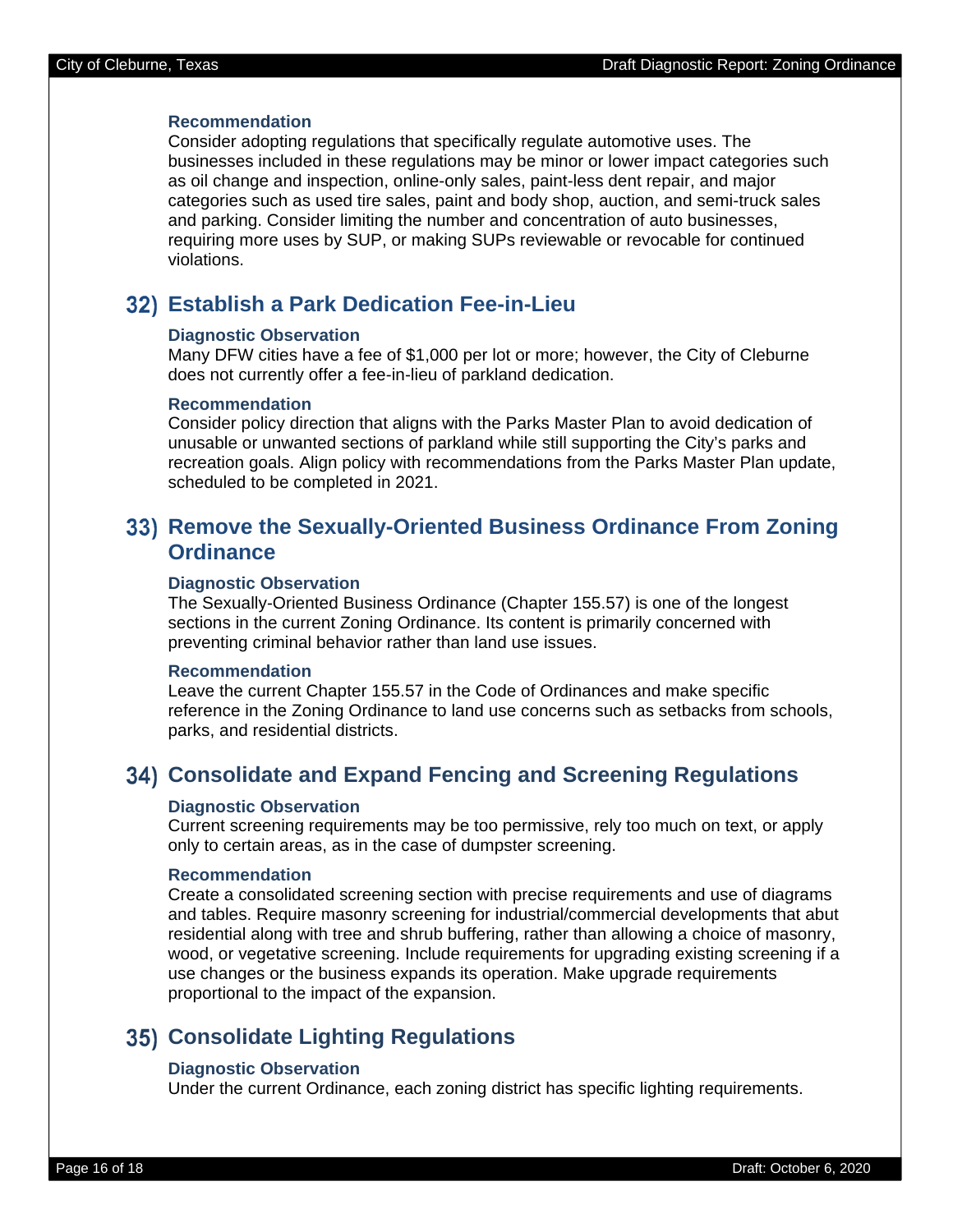#### Recommendation

Consider adopting regulations that specifically regulate automotive uses. The businesses included in these regulations may be minor or lower impact categories such as oil change and inspection, online-only sales, paint-less dent repair, and major categories such as used tire sales, paint and body shop, auction, and semi-truck sales and parking. Consider limiting the number and concentration of auto businesses, requiring more uses by SUP, or making SUPs reviewable or revocable for continued violations.

### 32) Establish a Park Dedication Fee-in-Lieu

#### Diagnostic Observation

Many DFW cities have a fee of $1,000 per lot or more; however, the City of Cleburne does not currently offer a fee-in-lieu of parkland dedication.

#### Recommendation

Consider policy direction that aligns with the Parks Master Plan to avoid dedication of unusable or unwanted sections of parkland while still supporting the City's parks and recreation goals. Align policy with recommendations from the Parks Master Plan update, scheduled to be completed in 2021.

### 33) Remove the Sexually-Oriented Business Ordinance From Zoning Ordinance

#### Diagnostic Observation

The Sexually-Oriented Business Ordinance (Chapter 155.57) is one of the longest sections in the current Zoning Ordinance. Its content is primarily concerned with preventing criminal behavior rather than land use issues.

#### Recommendation

Leave the current Chapter 155.57 in the Code of Ordinances and make specific reference in the Zoning Ordinance to land use concerns such as setbacks from schools, parks, and residential districts.

### 34) Consolidate and Expand Fencing and Screening Regulations

#### Diagnostic Observation

Current screening requirements may be too permissive, rely too much on text, or apply only to certain areas, as in the case of dumpster screening.

#### Recommendation

Create a consolidated screening section with precise requirements and use of diagrams and tables. Require masonry screening for industrial/commercial developments that abut residential along with tree and shrub buffering, rather than allowing a choice of masonry, wood, or vegetative screening. Include requirements for upgrading existing screening if a use changes or the business expands its operation. Make upgrade requirements proportional to the impact of the expansion.

### 35) Consolidate Lighting Regulations

#### Diagnostic Observation

Under the current Ordinance, each zoning district has specific lighting requirements.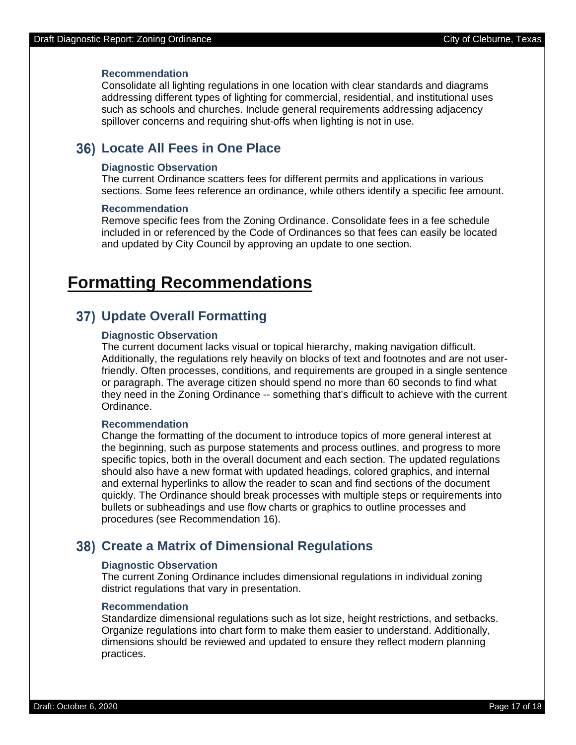#### Recommendation

Consolidate all lighting regulations in one location with clear standards and diagrams addressing different types of lighting for commercial, residential, and institutional uses such as schools and churches. Include general requirements addressing adjacency spillover concerns and requiring shut-offs when lighting is not in use.

### 36) Locate All Fees in One Place

#### Diagnostic Observation

The current Ordinance scatters fees for different permits and applications in various sections. Some fees reference an ordinance, while others identify a specific fee amount.

#### Recommendation

Remove specific fees from the Zoning Ordinance. Consolidate fees in a fee schedule included in or referenced by the Code of Ordinances so that fees can easily be located and updated by City Council by approving an update to one section.

## Formatting Recommendations

### 37) Update Overall Formatting

#### Diagnostic Observation

The current document lacks visual or topical hierarchy, making navigation difficult. Additionally, the regulations rely heavily on blocks of text and footnotes and are not user-friendly. Often processes, conditions, and requirements are grouped in a single sentence or paragraph. The average citizen should spend no more than 60 seconds to find what they need in the Zoning Ordinance -- something that's difficult to achieve with the current Ordinance.

#### Recommendation

Change the formatting of the document to introduce topics of more general interest at the beginning, such as purpose statements and process outlines, and progress to more specific topics, both in the overall document and each section. The updated regulations should also have a new format with updated headings, colored graphics, and internal and external hyperlinks to allow the reader to scan and find sections of the document quickly. The Ordinance should break processes with multiple steps or requirements into bullets or subheadings and use flow charts or graphics to outline processes and procedures (see Recommendation 16).

### 38) Create a Matrix of Dimensional Regulations

#### Diagnostic Observation

The current Zoning Ordinance includes dimensional regulations in individual zoning district regulations that vary in presentation.

#### Recommendation

Standardize dimensional regulations such as lot size, height restrictions, and setbacks. Organize regulations into chart form to make them easier to understand. Additionally, dimensions should be reviewed and updated to ensure they reflect modern planning practices.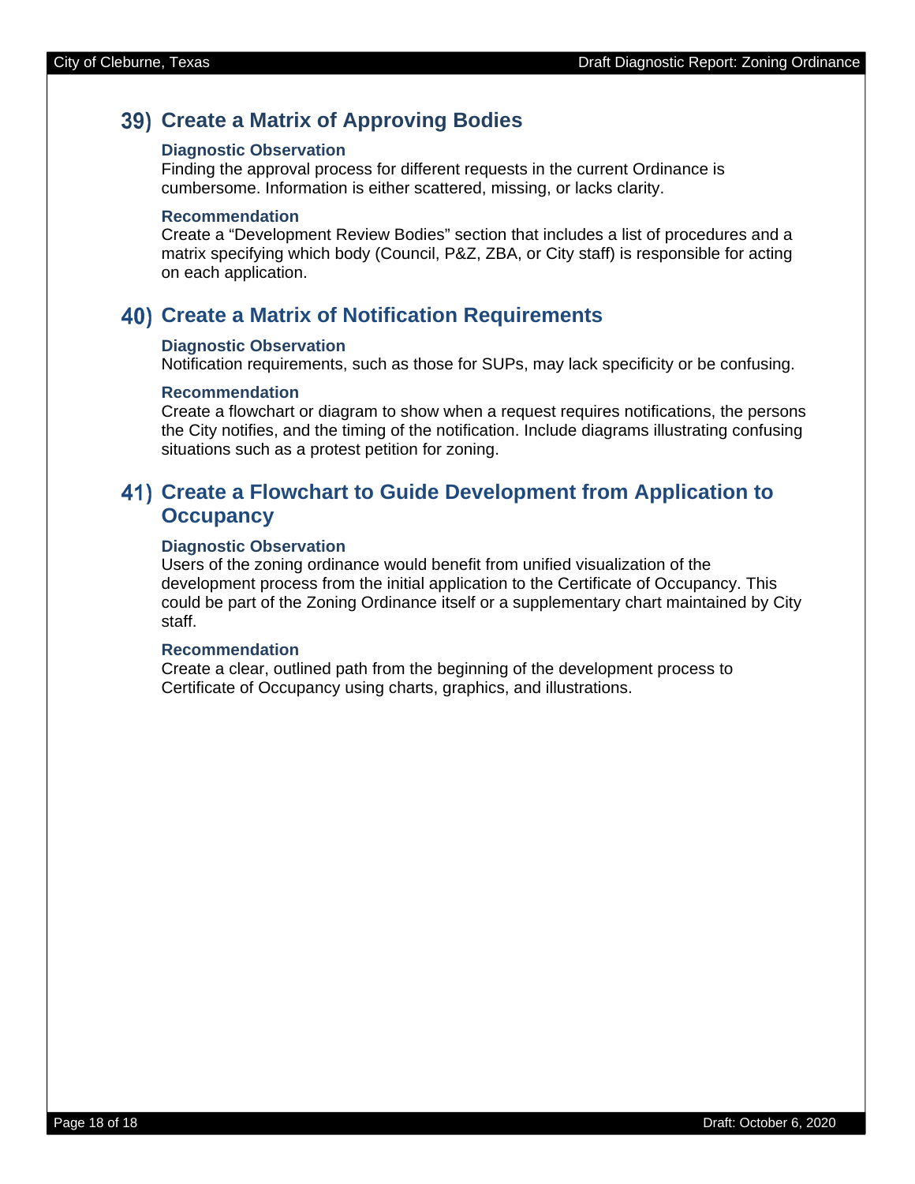## 39) Create a Matrix of Approving Bodies

### Diagnostic Observation

Finding the approval process for different requests in the current Ordinance is cumbersome. Information is either scattered, missing, or lacks clarity.

### Recommendation

Create a “Development Review Bodies” section that includes a list of procedures and a matrix specifying which body (Council, P&Z, ZBA, or City staff) is responsible for acting on each application.

## 40) Create a Matrix of Notification Requirements

### Diagnostic Observation

Notification requirements, such as those for SUPs, may lack specificity or be confusing.

### Recommendation

Create a flowchart or diagram to show when a request requires notifications, the persons the City notifies, and the timing of the notification. Include diagrams illustrating confusing situations such as a protest petition for zoning.

## 41) Create a Flowchart to Guide Development from Application to Occupancy

### Diagnostic Observation

Users of the zoning ordinance would benefit from unified visualization of the development process from the initial application to the Certificate of Occupancy. This could be part of the Zoning Ordinance itself or a supplementary chart maintained by City staff.

### Recommendation

Create a clear, outlined path from the beginning of the development process to Certificate of Occupancy using charts, graphics, and illustrations.